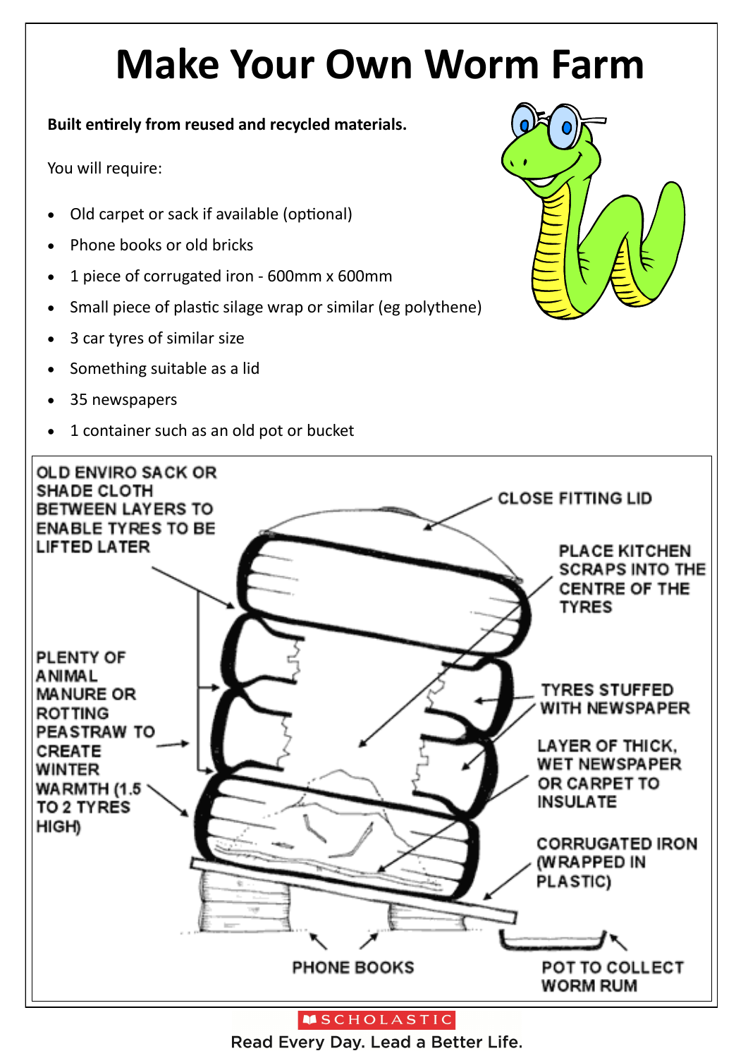# Make Your Own Worm Farm

**Built entirely from reused and recycled materials.**

You will require:

- Old carpet or sack if available (optional)
- Phone books or old bricks
- 1 piece of corrugated iron - 600mm x 600mm
- Small piece of plastic silage wrap or similar (eg polythene)
- 3 car tyres of similar size
- Something suitable as a lid
- 35 newspapers
- 1 container such as an old pot or bucket

OLD ENVIRO SACK OR SHADE CLOTH BETWEEN LAYERS TO ENABLE TYRES TO BE LIFTED LATER

CLOSE FITTING LID

PLACE KITCHEN SCRAPS INTO THE CENTRE OF THE TYRES

PLENTY OF ANIMAL MANURE OR ROTTING PEASTRAW TO CREATE WINTER WARMTH (1.5 TO 2 TYRES HIGH)

TYRES STUFFED WITH NEWSPAPER

LAYER OF THICK, WET NEWSPAPER OR CARPET TO INSULATE

CORRUGATED IRON (WRAPPED IN PLASTIC)

PHONE BOOKS

POT TO COLLECT WORM RUM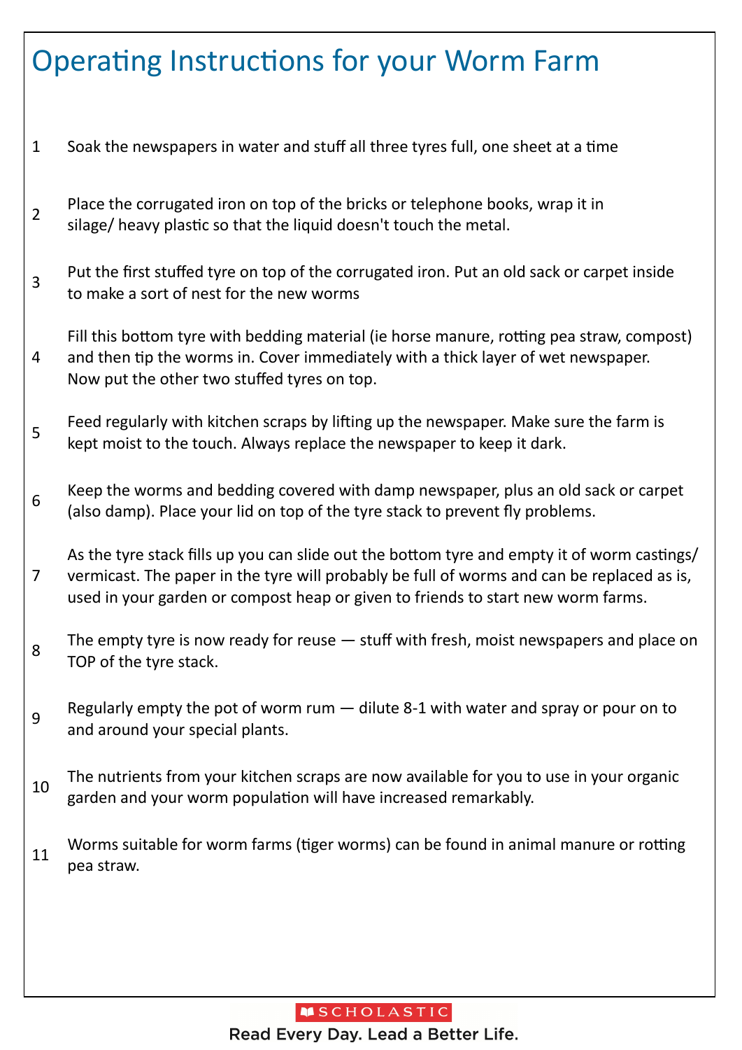# Operating Instructions for your Worm Farm

1. Soak the newspapers in water and stuff all three tyres full, one sheet at a time
2. Place the corrugated iron on top of the bricks or telephone books, wrap it in silage/ heavy plastic so that the liquid doesn't touch the metal.
3. Put the first stuffed tyre on top of the corrugated iron. Put an old sack or carpet inside to make a sort of nest for the new worms
4. Fill this bottom tyre with bedding material (ie horse manure, rotting pea straw, compost) and then tip the worms in. Cover immediately with a thick layer of wet newspaper. Now put the other two stuffed tyres on top.
5. Feed regularly with kitchen scraps by lifting up the newspaper. Make sure the farm is kept moist to the touch. Always replace the newspaper to keep it dark.
6. Keep the worms and bedding covered with damp newspaper, plus an old sack or carpet (also damp). Place your lid on top of the tyre stack to prevent fly problems.
7. As the tyre stack fills up you can slide out the bottom tyre and empty it of worm castings/ vermicast. The paper in the tyre will probably be full of worms and can be replaced as is, used in your garden or compost heap or given to friends to start new worm farms.
8. The empty tyre is now ready for reuse — stuff with fresh, moist newspapers and place on TOP of the tyre stack.
9. Regularly empty the pot of worm rum — dilute 8-1 with water and spray or pour on to and around your special plants.
10. The nutrients from your kitchen scraps are now available for you to use in your organic garden and your worm population will have increased remarkably.
11. Worms suitable for worm farms (tiger worms) can be found in animal manure or rotting pea straw.

SCHOLASTIC

Read Every Day. Lead a Better Life.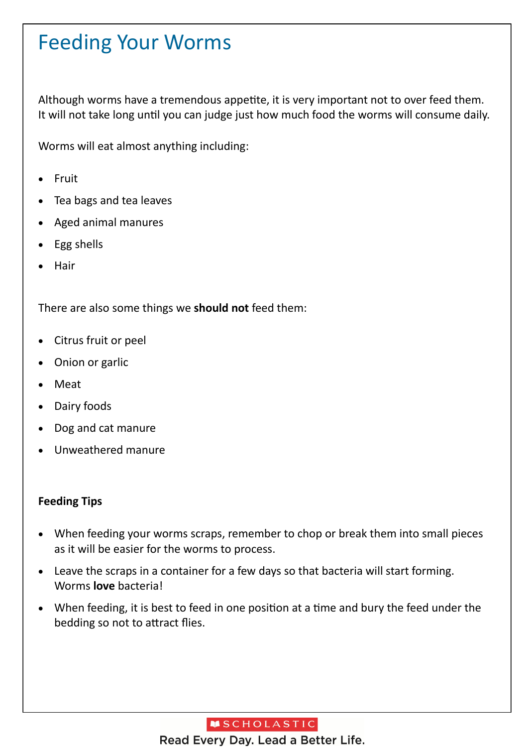# Feeding Your Worms

Although worms have a tremendous appetite, it is very important not to over feed them. It will not take long until you can judge just how much food the worms will consume daily.

Worms will eat almost anything including:

- Fruit
- Tea bags and tea leaves
- Aged animal manures
- Egg shells
- Hair

There are also some things we **should not** feed them:

- Citrus fruit or peel
- Onion or garlic
- Meat
- Dairy foods
- Dog and cat manure
- Unweathered manure

**Feeding Tips**

- When feeding your worms scraps, remember to chop or break them into small pieces as it will be easier for the worms to process.
- Leave the scraps in a container for a few days so that bacteria will start forming. Worms **love** bacteria!
- When feeding, it is best to feed in one position at a time and bury the feed under the bedding so not to attract flies.